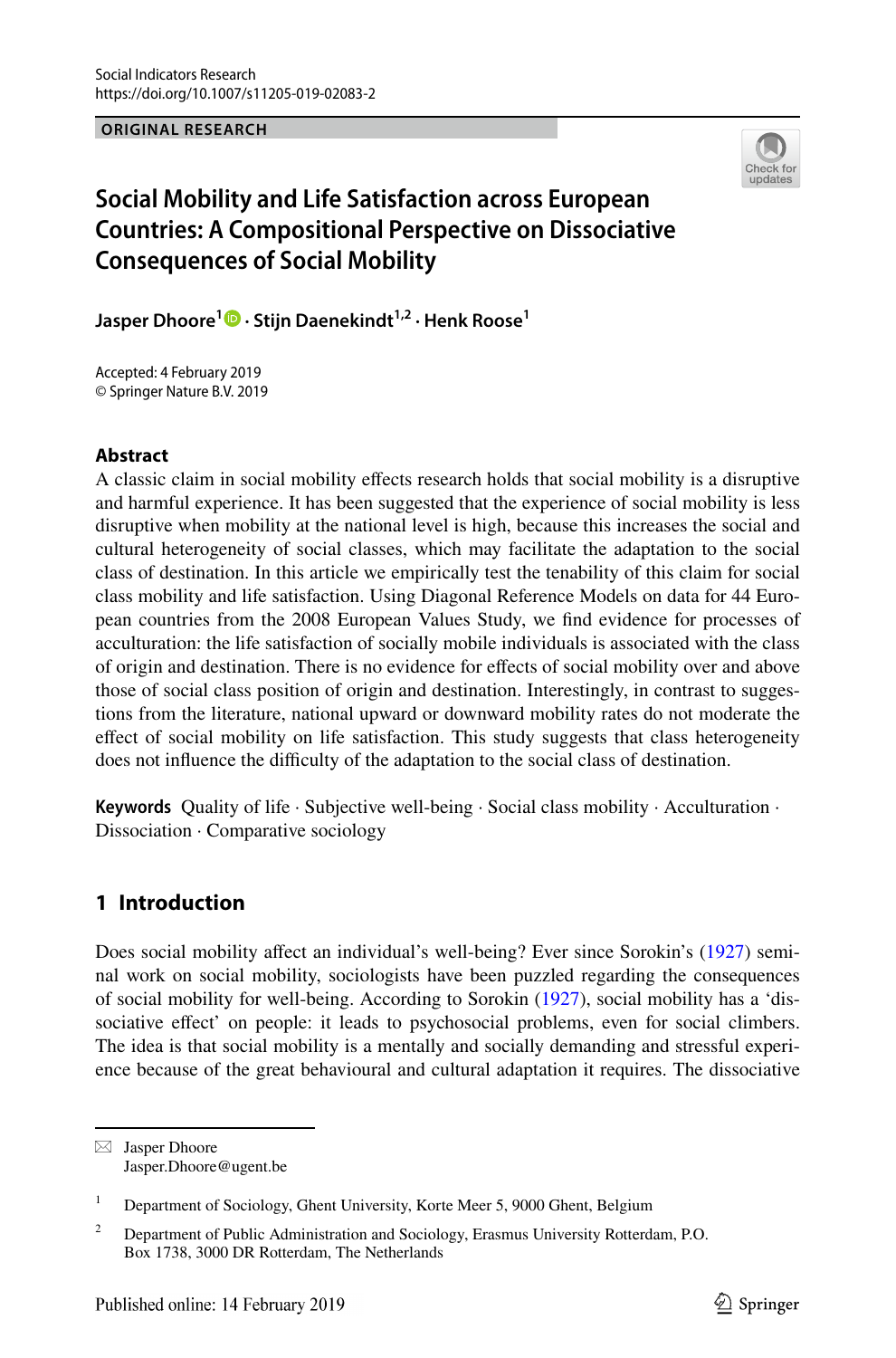Social Indicators Research
https://doi.org/10.1007/s11205-019-02083-2

**ORIGINAL RESEARCH**

# Social Mobility and Life Satisfaction across European Countries: A Compositional Perspective on Dissociative Consequences of Social Mobility

**Jasper Dhoore**[1] **· Stijn Daenekindt**[1,2] **· Henk Roose**[1]

Accepted: 4 February 2019
© Springer Nature B.V. 2019

## Abstract

A classic claim in social mobility effects research holds that social mobility is a disruptive and harmful experience. It has been suggested that the experience of social mobility is less disruptive when mobility at the national level is high, because this increases the social and cultural heterogeneity of social classes, which may facilitate the adaptation to the social class of destination. In this article we empirically test the tenability of this claim for social class mobility and life satisfaction. Using Diagonal Reference Models on data for 44 European countries from the 2008 European Values Study, we find evidence for processes of acculturation: the life satisfaction of socially mobile individuals is associated with the class of origin and destination. There is no evidence for effects of social mobility over and above those of social class position of origin and destination. Interestingly, in contrast to suggestions from the literature, national upward or downward mobility rates do not moderate the effect of social mobility on life satisfaction. This study suggests that class heterogeneity does not influence the difficulty of the adaptation to the social class of destination.

**Keywords** Quality of life · Subjective well-being · Social class mobility · Acculturation · Dissociation · Comparative sociology

## 1 Introduction

Does social mobility affect an individual's well-being? Ever since Sorokin's (1927) seminal work on social mobility, sociologists have been puzzled regarding the consequences of social mobility for well-being. According to Sorokin (1927), social mobility has a 'dissociative effect' on people: it leads to psychosocial problems, even for social climbers. The idea is that social mobility is a mentally and socially demanding and stressful experience because of the great behavioural and cultural adaptation it requires. The dissociative

---

✉ Jasper Dhoore
Jasper.Dhoore@ugent.be

[1] Department of Sociology, Ghent University, Korte Meer 5, 9000 Ghent, Belgium

[2] Department of Public Administration and Sociology, Erasmus University Rotterdam, P.O. Box 1738, 3000 DR Rotterdam, The Netherlands

Published online: 14 February 2019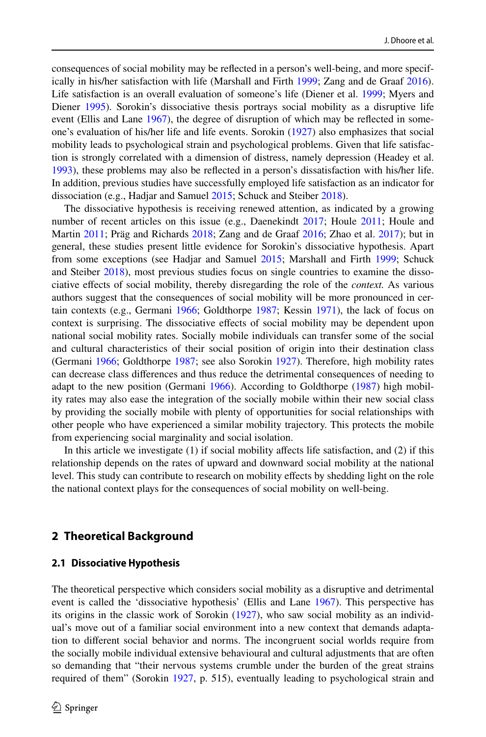consequences of social mobility may be reflected in a person's well-being, and more specifically in his/her satisfaction with life (Marshall and Firth 1999; Zang and de Graaf 2016). Life satisfaction is an overall evaluation of someone's life (Diener et al. 1999; Myers and Diener 1995). Sorokin's dissociative thesis portrays social mobility as a disruptive life event (Ellis and Lane 1967), the degree of disruption of which may be reflected in someone's evaluation of his/her life and life events. Sorokin (1927) also emphasizes that social mobility leads to psychological strain and psychological problems. Given that life satisfaction is strongly correlated with a dimension of distress, namely depression (Headey et al. 1993), these problems may also be reflected in a person's dissatisfaction with his/her life. In addition, previous studies have successfully employed life satisfaction as an indicator for dissociation (e.g., Hadjar and Samuel 2015; Schuck and Steiber 2018).

The dissociative hypothesis is receiving renewed attention, as indicated by a growing number of recent articles on this issue (e.g., Daenekindt 2017; Houle 2011; Houle and Martin 2011; Präg and Richards 2018; Zang and de Graaf 2016; Zhao et al. 2017); but in general, these studies present little evidence for Sorokin's dissociative hypothesis. Apart from some exceptions (see Hadjar and Samuel 2015; Marshall and Firth 1999; Schuck and Steiber 2018), most previous studies focus on single countries to examine the dissociative effects of social mobility, thereby disregarding the role of the *context.* As various authors suggest that the consequences of social mobility will be more pronounced in certain contexts (e.g., Germani 1966; Goldthorpe 1987; Kessin 1971), the lack of focus on context is surprising. The dissociative effects of social mobility may be dependent upon national social mobility rates. Socially mobile individuals can transfer some of the social and cultural characteristics of their social position of origin into their destination class (Germani 1966; Goldthorpe 1987; see also Sorokin 1927). Therefore, high mobility rates can decrease class differences and thus reduce the detrimental consequences of needing to adapt to the new position (Germani 1966). According to Goldthorpe (1987) high mobility rates may also ease the integration of the socially mobile within their new social class by providing the socially mobile with plenty of opportunities for social relationships with other people who have experienced a similar mobility trajectory. This protects the mobile from experiencing social marginality and social isolation.

In this article we investigate (1) if social mobility affects life satisfaction, and (2) if this relationship depends on the rates of upward and downward social mobility at the national level. This study can contribute to research on mobility effects by shedding light on the role the national context plays for the consequences of social mobility on well-being.

## 2 Theoretical Background

### 2.1 Dissociative Hypothesis

The theoretical perspective which considers social mobility as a disruptive and detrimental event is called the 'dissociative hypothesis' (Ellis and Lane 1967). This perspective has its origins in the classic work of Sorokin (1927), who saw social mobility as an individual's move out of a familiar social environment into a new context that demands adaptation to different social behavior and norms. The incongruent social worlds require from the socially mobile individual extensive behavioural and cultural adjustments that are often so demanding that "their nervous systems crumble under the burden of the great strains required of them" (Sorokin 1927, p. 515), eventually leading to psychological strain and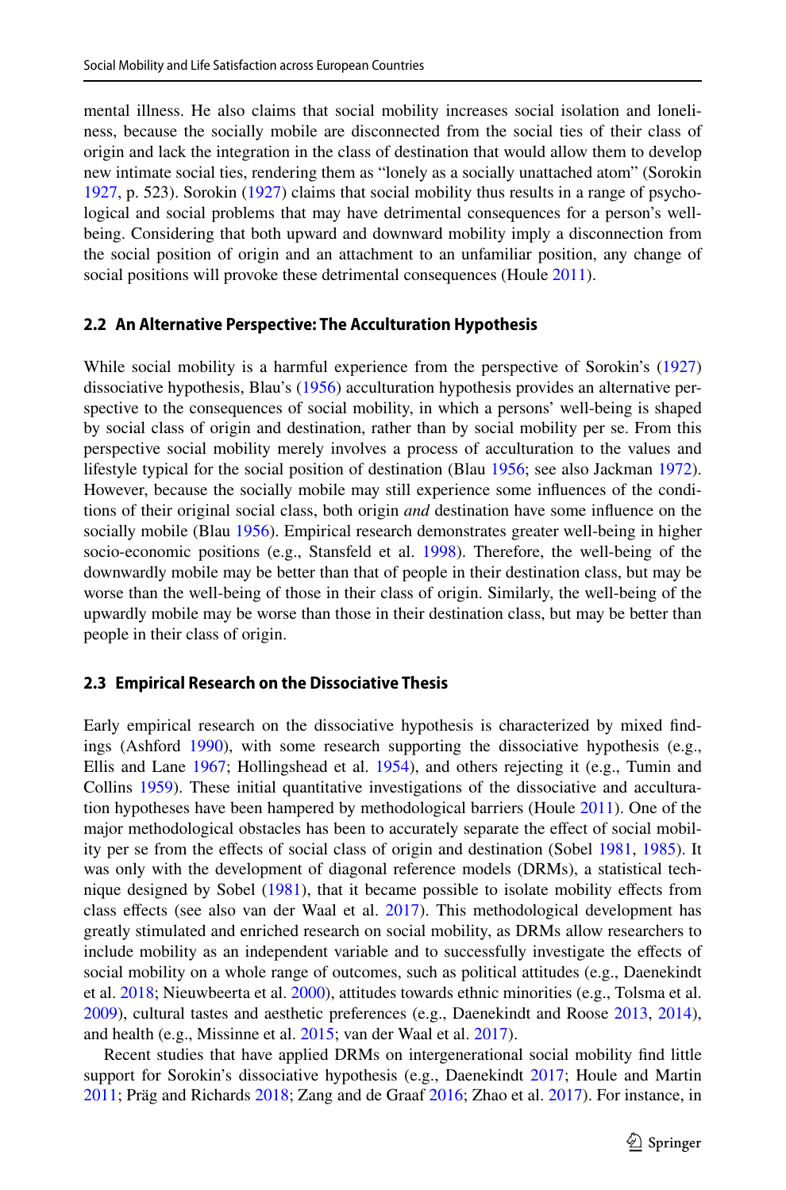mental illness. He also claims that social mobility increases social isolation and loneliness, because the socially mobile are disconnected from the social ties of their class of origin and lack the integration in the class of destination that would allow them to develop new intimate social ties, rendering them as "lonely as a socially unattached atom" (Sorokin 1927, p. 523). Sorokin (1927) claims that social mobility thus results in a range of psychological and social problems that may have detrimental consequences for a person's well-being. Considering that both upward and downward mobility imply a disconnection from the social position of origin and an attachment to an unfamiliar position, any change of social positions will provoke these detrimental consequences (Houle 2011).

### 2.2 An Alternative Perspective: The Acculturation Hypothesis

While social mobility is a harmful experience from the perspective of Sorokin's (1927) dissociative hypothesis, Blau's (1956) acculturation hypothesis provides an alternative perspective to the consequences of social mobility, in which a persons' well-being is shaped by social class of origin and destination, rather than by social mobility per se. From this perspective social mobility merely involves a process of acculturation to the values and lifestyle typical for the social position of destination (Blau 1956; see also Jackman 1972). However, because the socially mobile may still experience some influences of the conditions of their original social class, both origin *and* destination have some influence on the socially mobile (Blau 1956). Empirical research demonstrates greater well-being in higher socio-economic positions (e.g., Stansfeld et al. 1998). Therefore, the well-being of the downwardly mobile may be better than that of people in their destination class, but may be worse than the well-being of those in their class of origin. Similarly, the well-being of the upwardly mobile may be worse than those in their destination class, but may be better than people in their class of origin.

### 2.3 Empirical Research on the Dissociative Thesis

Early empirical research on the dissociative hypothesis is characterized by mixed findings (Ashford 1990), with some research supporting the dissociative hypothesis (e.g., Ellis and Lane 1967; Hollingshead et al. 1954), and others rejecting it (e.g., Tumin and Collins 1959). These initial quantitative investigations of the dissociative and acculturation hypotheses have been hampered by methodological barriers (Houle 2011). One of the major methodological obstacles has been to accurately separate the effect of social mobility per se from the effects of social class of origin and destination (Sobel 1981, 1985). It was only with the development of diagonal reference models (DRMs), a statistical technique designed by Sobel (1981), that it became possible to isolate mobility effects from class effects (see also van der Waal et al. 2017). This methodological development has greatly stimulated and enriched research on social mobility, as DRMs allow researchers to include mobility as an independent variable and to successfully investigate the effects of social mobility on a whole range of outcomes, such as political attitudes (e.g., Daenekindt et al. 2018; Nieuwbeerta et al. 2000), attitudes towards ethnic minorities (e.g., Tolsma et al. 2009), cultural tastes and aesthetic preferences (e.g., Daenekindt and Roose 2013, 2014), and health (e.g., Missinne et al. 2015; van der Waal et al. 2017).

Recent studies that have applied DRMs on intergenerational social mobility find little support for Sorokin's dissociative hypothesis (e.g., Daenekindt 2017; Houle and Martin 2011; Präg and Richards 2018; Zang and de Graaf 2016; Zhao et al. 2017). For instance, in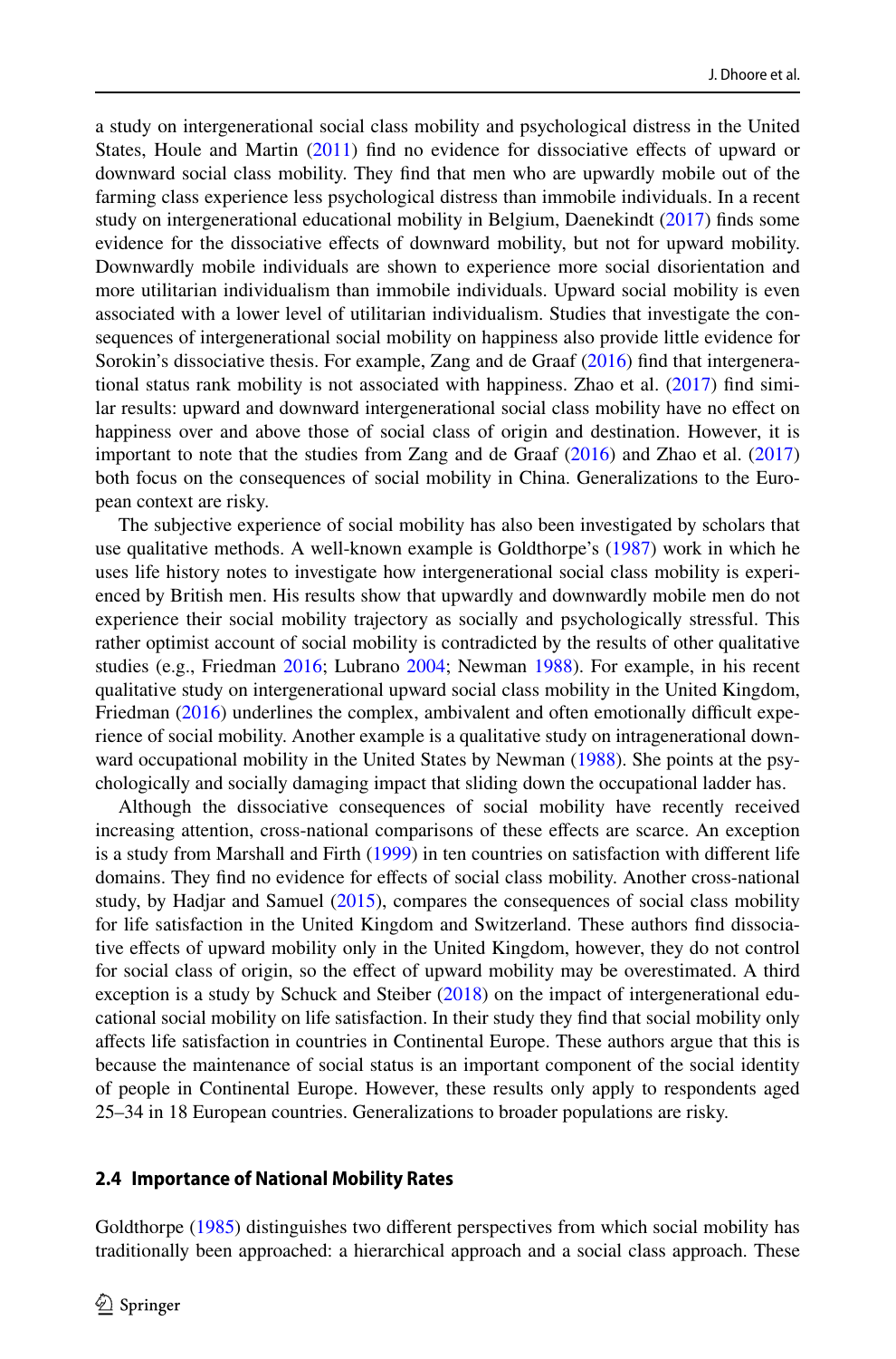a study on intergenerational social class mobility and psychological distress in the United States, Houle and Martin (2011) find no evidence for dissociative effects of upward or downward social class mobility. They find that men who are upwardly mobile out of the farming class experience less psychological distress than immobile individuals. In a recent study on intergenerational educational mobility in Belgium, Daenekindt (2017) finds some evidence for the dissociative effects of downward mobility, but not for upward mobility. Downwardly mobile individuals are shown to experience more social disorientation and more utilitarian individualism than immobile individuals. Upward social mobility is even associated with a lower level of utilitarian individualism. Studies that investigate the consequences of intergenerational social mobility on happiness also provide little evidence for Sorokin's dissociative thesis. For example, Zang and de Graaf (2016) find that intergenerational status rank mobility is not associated with happiness. Zhao et al. (2017) find similar results: upward and downward intergenerational social class mobility have no effect on happiness over and above those of social class of origin and destination. However, it is important to note that the studies from Zang and de Graaf (2016) and Zhao et al. (2017) both focus on the consequences of social mobility in China. Generalizations to the European context are risky.

The subjective experience of social mobility has also been investigated by scholars that use qualitative methods. A well-known example is Goldthorpe's (1987) work in which he uses life history notes to investigate how intergenerational social class mobility is experienced by British men. His results show that upwardly and downwardly mobile men do not experience their social mobility trajectory as socially and psychologically stressful. This rather optimist account of social mobility is contradicted by the results of other qualitative studies (e.g., Friedman 2016; Lubrano 2004; Newman 1988). For example, in his recent qualitative study on intergenerational upward social class mobility in the United Kingdom, Friedman (2016) underlines the complex, ambivalent and often emotionally difficult experience of social mobility. Another example is a qualitative study on intragenerational downward occupational mobility in the United States by Newman (1988). She points at the psychologically and socially damaging impact that sliding down the occupational ladder has.

Although the dissociative consequences of social mobility have recently received increasing attention, cross-national comparisons of these effects are scarce. An exception is a study from Marshall and Firth (1999) in ten countries on satisfaction with different life domains. They find no evidence for effects of social class mobility. Another cross-national study, by Hadjar and Samuel (2015), compares the consequences of social class mobility for life satisfaction in the United Kingdom and Switzerland. These authors find dissociative effects of upward mobility only in the United Kingdom, however, they do not control for social class of origin, so the effect of upward mobility may be overestimated. A third exception is a study by Schuck and Steiber (2018) on the impact of intergenerational educational social mobility on life satisfaction. In their study they find that social mobility only affects life satisfaction in countries in Continental Europe. These authors argue that this is because the maintenance of social status is an important component of the social identity of people in Continental Europe. However, these results only apply to respondents aged 25–34 in 18 European countries. Generalizations to broader populations are risky.

### 2.4 Importance of National Mobility Rates

Goldthorpe (1985) distinguishes two different perspectives from which social mobility has traditionally been approached: a hierarchical approach and a social class approach. These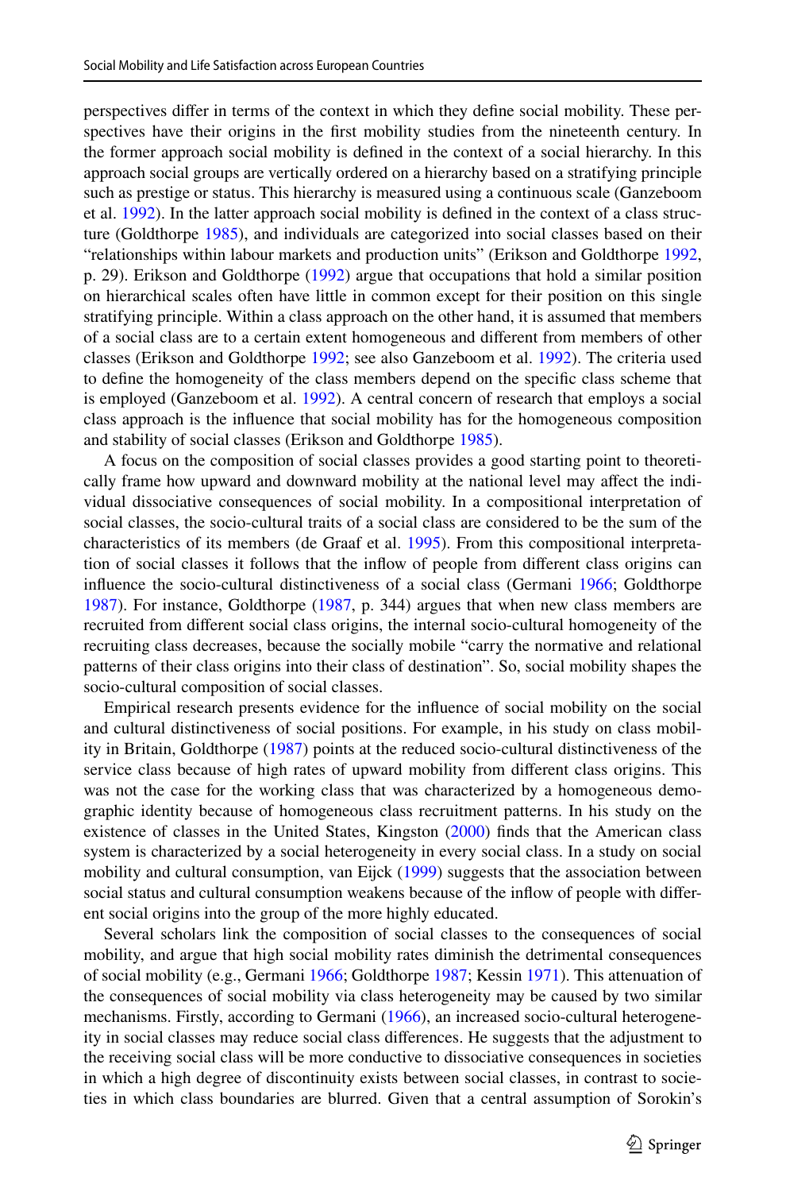perspectives differ in terms of the context in which they define social mobility. These perspectives have their origins in the first mobility studies from the nineteenth century. In the former approach social mobility is defined in the context of a social hierarchy. In this approach social groups are vertically ordered on a hierarchy based on a stratifying principle such as prestige or status. This hierarchy is measured using a continuous scale (Ganzeboom et al. 1992). In the latter approach social mobility is defined in the context of a class structure (Goldthorpe 1985), and individuals are categorized into social classes based on their "relationships within labour markets and production units" (Erikson and Goldthorpe 1992, p. 29). Erikson and Goldthorpe (1992) argue that occupations that hold a similar position on hierarchical scales often have little in common except for their position on this single stratifying principle. Within a class approach on the other hand, it is assumed that members of a social class are to a certain extent homogeneous and different from members of other classes (Erikson and Goldthorpe 1992; see also Ganzeboom et al. 1992). The criteria used to define the homogeneity of the class members depend on the specific class scheme that is employed (Ganzeboom et al. 1992). A central concern of research that employs a social class approach is the influence that social mobility has for the homogeneous composition and stability of social classes (Erikson and Goldthorpe 1985).

A focus on the composition of social classes provides a good starting point to theoretically frame how upward and downward mobility at the national level may affect the individual dissociative consequences of social mobility. In a compositional interpretation of social classes, the socio-cultural traits of a social class are considered to be the sum of the characteristics of its members (de Graaf et al. 1995). From this compositional interpretation of social classes it follows that the inflow of people from different class origins can influence the socio-cultural distinctiveness of a social class (Germani 1966; Goldthorpe 1987). For instance, Goldthorpe (1987, p. 344) argues that when new class members are recruited from different social class origins, the internal socio-cultural homogeneity of the recruiting class decreases, because the socially mobile "carry the normative and relational patterns of their class origins into their class of destination". So, social mobility shapes the socio-cultural composition of social classes.

Empirical research presents evidence for the influence of social mobility on the social and cultural distinctiveness of social positions. For example, in his study on class mobility in Britain, Goldthorpe (1987) points at the reduced socio-cultural distinctiveness of the service class because of high rates of upward mobility from different class origins. This was not the case for the working class that was characterized by a homogeneous demographic identity because of homogeneous class recruitment patterns. In his study on the existence of classes in the United States, Kingston (2000) finds that the American class system is characterized by a social heterogeneity in every social class. In a study on social mobility and cultural consumption, van Eijck (1999) suggests that the association between social status and cultural consumption weakens because of the inflow of people with different social origins into the group of the more highly educated.

Several scholars link the composition of social classes to the consequences of social mobility, and argue that high social mobility rates diminish the detrimental consequences of social mobility (e.g., Germani 1966; Goldthorpe 1987; Kessin 1971). This attenuation of the consequences of social mobility via class heterogeneity may be caused by two similar mechanisms. Firstly, according to Germani (1966), an increased socio-cultural heterogeneity in social classes may reduce social class differences. He suggests that the adjustment to the receiving social class will be more conductive to dissociative consequences in societies in which a high degree of discontinuity exists between social classes, in contrast to societies in which class boundaries are blurred. Given that a central assumption of Sorokin's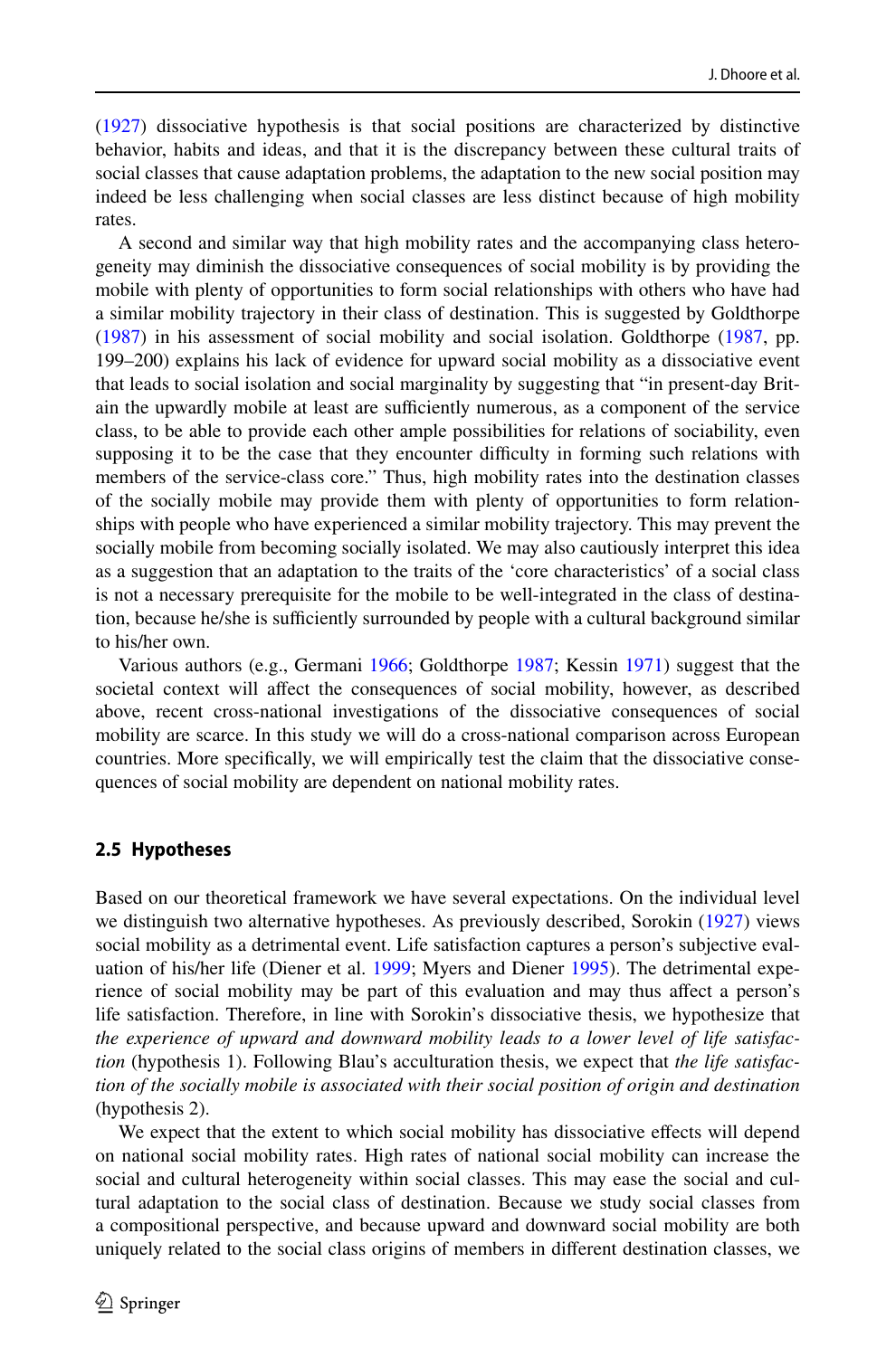(1927) dissociative hypothesis is that social positions are characterized by distinctive behavior, habits and ideas, and that it is the discrepancy between these cultural traits of social classes that cause adaptation problems, the adaptation to the new social position may indeed be less challenging when social classes are less distinct because of high mobility rates.

A second and similar way that high mobility rates and the accompanying class heterogeneity may diminish the dissociative consequences of social mobility is by providing the mobile with plenty of opportunities to form social relationships with others who have had a similar mobility trajectory in their class of destination. This is suggested by Goldthorpe (1987) in his assessment of social mobility and social isolation. Goldthorpe (1987, pp. 199–200) explains his lack of evidence for upward social mobility as a dissociative event that leads to social isolation and social marginality by suggesting that "in present-day Britain the upwardly mobile at least are sufficiently numerous, as a component of the service class, to be able to provide each other ample possibilities for relations of sociability, even supposing it to be the case that they encounter difficulty in forming such relations with members of the service-class core." Thus, high mobility rates into the destination classes of the socially mobile may provide them with plenty of opportunities to form relationships with people who have experienced a similar mobility trajectory. This may prevent the socially mobile from becoming socially isolated. We may also cautiously interpret this idea as a suggestion that an adaptation to the traits of the 'core characteristics' of a social class is not a necessary prerequisite for the mobile to be well-integrated in the class of destination, because he/she is sufficiently surrounded by people with a cultural background similar to his/her own.

Various authors (e.g., Germani 1966; Goldthorpe 1987; Kessin 1971) suggest that the societal context will affect the consequences of social mobility, however, as described above, recent cross-national investigations of the dissociative consequences of social mobility are scarce. In this study we will do a cross-national comparison across European countries. More specifically, we will empirically test the claim that the dissociative consequences of social mobility are dependent on national mobility rates.

### 2.5 Hypotheses

Based on our theoretical framework we have several expectations. On the individual level we distinguish two alternative hypotheses. As previously described, Sorokin (1927) views social mobility as a detrimental event. Life satisfaction captures a person's subjective evaluation of his/her life (Diener et al. 1999; Myers and Diener 1995). The detrimental experience of social mobility may be part of this evaluation and may thus affect a person's life satisfaction. Therefore, in line with Sorokin's dissociative thesis, we hypothesize that *the experience of upward and downward mobility leads to a lower level of life satisfaction* (hypothesis 1). Following Blau's acculturation thesis, we expect that *the life satisfaction of the socially mobile is associated with their social position of origin and destination* (hypothesis 2).

We expect that the extent to which social mobility has dissociative effects will depend on national social mobility rates. High rates of national social mobility can increase the social and cultural heterogeneity within social classes. This may ease the social and cultural adaptation to the social class of destination. Because we study social classes from a compositional perspective, and because upward and downward social mobility are both uniquely related to the social class origins of members in different destination classes, we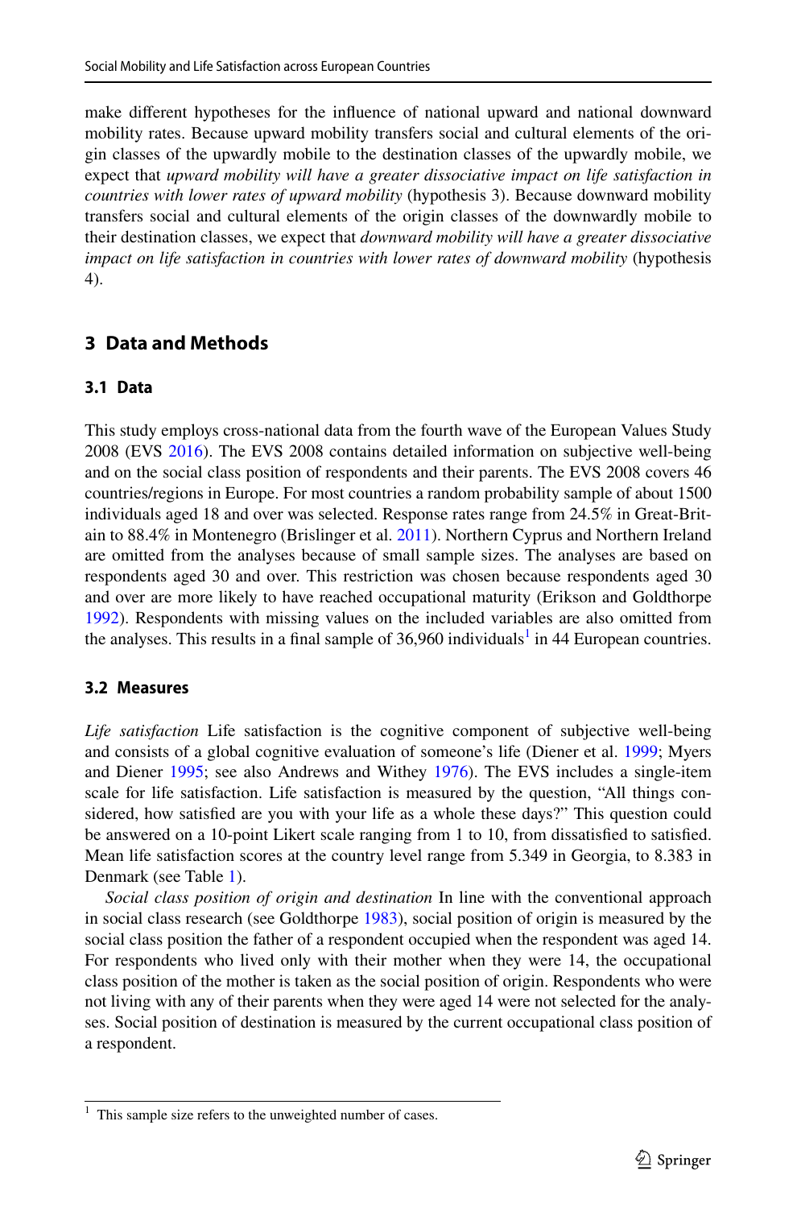make different hypotheses for the influence of national upward and national downward mobility rates. Because upward mobility transfers social and cultural elements of the origin classes of the upwardly mobile to the destination classes of the upwardly mobile, we expect that *upward mobility will have a greater dissociative impact on life satisfaction in countries with lower rates of upward mobility* (hypothesis 3). Because downward mobility transfers social and cultural elements of the origin classes of the downwardly mobile to their destination classes, we expect that *downward mobility will have a greater dissociative impact on life satisfaction in countries with lower rates of downward mobility* (hypothesis 4).

## 3 Data and Methods

### 3.1 Data

This study employs cross-national data from the fourth wave of the European Values Study 2008 (EVS 2016). The EVS 2008 contains detailed information on subjective well-being and on the social class position of respondents and their parents. The EVS 2008 covers 46 countries/regions in Europe. For most countries a random probability sample of about 1500 individuals aged 18 and over was selected. Response rates range from 24.5% in Great-Britain to 88.4% in Montenegro (Brislinger et al. 2011). Northern Cyprus and Northern Ireland are omitted from the analyses because of small sample sizes. The analyses are based on respondents aged 30 and over. This restriction was chosen because respondents aged 30 and over are more likely to have reached occupational maturity (Erikson and Goldthorpe 1992). Respondents with missing values on the included variables are also omitted from the analyses. This results in a final sample of 36,960 individuals[1] in 44 European countries.

### 3.2 Measures

*Life satisfaction* Life satisfaction is the cognitive component of subjective well-being and consists of a global cognitive evaluation of someone's life (Diener et al. 1999; Myers and Diener 1995; see also Andrews and Withey 1976). The EVS includes a single-item scale for life satisfaction. Life satisfaction is measured by the question, "All things considered, how satisfied are you with your life as a whole these days?" This question could be answered on a 10-point Likert scale ranging from 1 to 10, from dissatisfied to satisfied. Mean life satisfaction scores at the country level range from 5.349 in Georgia, to 8.383 in Denmark (see Table 1).

*Social class position of origin and destination* In line with the conventional approach in social class research (see Goldthorpe 1983), social position of origin is measured by the social class position the father of a respondent occupied when the respondent was aged 14. For respondents who lived only with their mother when they were 14, the occupational class position of the mother is taken as the social position of origin. Respondents who were not living with any of their parents when they were aged 14 were not selected for the analyses. Social position of destination is measured by the current occupational class position of a respondent.

[1] This sample size refers to the unweighted number of cases.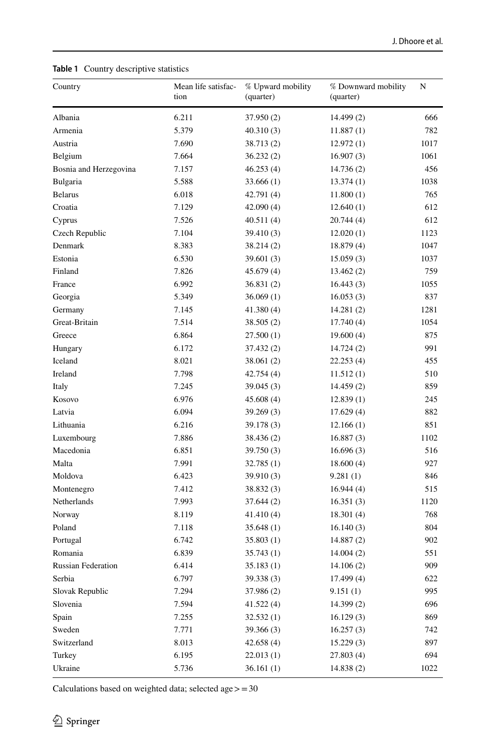**Table 1** Country descriptive statistics

| Country | Mean life satisfaction | % Upward mobility (quarter) | % Downward mobility (quarter) | N |
|---|---|---|---|---|
| Albania | 6.211 | 37.950 (2) | 14.499 (2) | 666 |
| Armenia | 5.379 | 40.310 (3) | 11.887 (1) | 782 |
| Austria | 7.690 | 38.713 (2) | 12.972 (1) | 1017 |
| Belgium | 7.664 | 36.232 (2) | 16.907 (3) | 1061 |
| Bosnia and Herzegovina | 7.157 | 46.253 (4) | 14.736 (2) | 456 |
| Bulgaria | 5.588 | 33.666 (1) | 13.374 (1) | 1038 |
| Belarus | 6.018 | 42.791 (4) | 11.800 (1) | 765 |
| Croatia | 7.129 | 42.090 (4) | 12.640 (1) | 612 |
| Cyprus | 7.526 | 40.511 (4) | 20.744 (4) | 612 |
| Czech Republic | 7.104 | 39.410 (3) | 12.020 (1) | 1123 |
| Denmark | 8.383 | 38.214 (2) | 18.879 (4) | 1047 |
| Estonia | 6.530 | 39.601 (3) | 15.059 (3) | 1037 |
| Finland | 7.826 | 45.679 (4) | 13.462 (2) | 759 |
| France | 6.992 | 36.831 (2) | 16.443 (3) | 1055 |
| Georgia | 5.349 | 36.069 (1) | 16.053 (3) | 837 |
| Germany | 7.145 | 41.380 (4) | 14.281 (2) | 1281 |
| Great-Britain | 7.514 | 38.505 (2) | 17.740 (4) | 1054 |
| Greece | 6.864 | 27.500 (1) | 19.600 (4) | 875 |
| Hungary | 6.172 | 37.432 (2) | 14.724 (2) | 991 |
| Iceland | 8.021 | 38.061 (2) | 22.253 (4) | 455 |
| Ireland | 7.798 | 42.754 (4) | 11.512 (1) | 510 |
| Italy | 7.245 | 39.045 (3) | 14.459 (2) | 859 |
| Kosovo | 6.976 | 45.608 (4) | 12.839 (1) | 245 |
| Latvia | 6.094 | 39.269 (3) | 17.629 (4) | 882 |
| Lithuania | 6.216 | 39.178 (3) | 12.166 (1) | 851 |
| Luxembourg | 7.886 | 38.436 (2) | 16.887 (3) | 1102 |
| Macedonia | 6.851 | 39.750 (3) | 16.696 (3) | 516 |
| Malta | 7.991 | 32.785 (1) | 18.600 (4) | 927 |
| Moldova | 6.423 | 39.910 (3) | 9.281 (1) | 846 |
| Montenegro | 7.412 | 38.832 (3) | 16.944 (4) | 515 |
| Netherlands | 7.993 | 37.644 (2) | 16.351 (3) | 1120 |
| Norway | 8.119 | 41.410 (4) | 18.301 (4) | 768 |
| Poland | 7.118 | 35.648 (1) | 16.140 (3) | 804 |
| Portugal | 6.742 | 35.803 (1) | 14.887 (2) | 902 |
| Romania | 6.839 | 35.743 (1) | 14.004 (2) | 551 |
| Russian Federation | 6.414 | 35.183 (1) | 14.106 (2) | 909 |
| Serbia | 6.797 | 39.338 (3) | 17.499 (4) | 622 |
| Slovak Republic | 7.294 | 37.986 (2) | 9.151 (1) | 995 |
| Slovenia | 7.594 | 41.522 (4) | 14.399 (2) | 696 |
| Spain | 7.255 | 32.532 (1) | 16.129 (3) | 869 |
| Sweden | 7.771 | 39.366 (3) | 16.257 (3) | 742 |
| Switzerland | 8.013 | 42.658 (4) | 15.229 (3) | 897 |
| Turkey | 6.195 | 22.013 (1) | 27.803 (4) | 694 |
| Ukraine | 5.736 | 36.161 (1) | 14.838 (2) | 1022 |

Calculations based on weighted data; selected age >= 30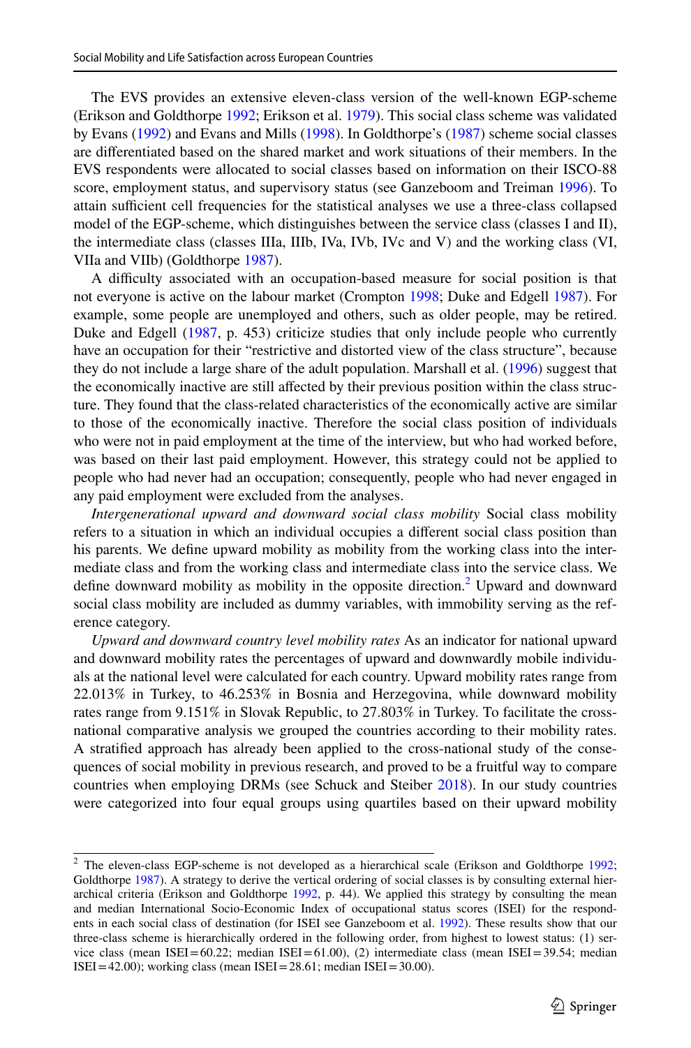The EVS provides an extensive eleven-class version of the well-known EGP-scheme (Erikson and Goldthorpe 1992; Erikson et al. 1979). This social class scheme was validated by Evans (1992) and Evans and Mills (1998). In Goldthorpe's (1987) scheme social classes are differentiated based on the shared market and work situations of their members. In the EVS respondents were allocated to social classes based on information on their ISCO-88 score, employment status, and supervisory status (see Ganzeboom and Treiman 1996). To attain sufficient cell frequencies for the statistical analyses we use a three-class collapsed model of the EGP-scheme, which distinguishes between the service class (classes I and II), the intermediate class (classes IIIa, IIIb, IVa, IVb, IVc and V) and the working class (VI, VIIa and VIIb) (Goldthorpe 1987).

A difficulty associated with an occupation-based measure for social position is that not everyone is active on the labour market (Crompton 1998; Duke and Edgell 1987). For example, some people are unemployed and others, such as older people, may be retired. Duke and Edgell (1987, p. 453) criticize studies that only include people who currently have an occupation for their "restrictive and distorted view of the class structure", because they do not include a large share of the adult population. Marshall et al. (1996) suggest that the economically inactive are still affected by their previous position within the class structure. They found that the class-related characteristics of the economically active are similar to those of the economically inactive. Therefore the social class position of individuals who were not in paid employment at the time of the interview, but who had worked before, was based on their last paid employment. However, this strategy could not be applied to people who had never had an occupation; consequently, people who had never engaged in any paid employment were excluded from the analyses.

*Intergenerational upward and downward social class mobility* Social class mobility refers to a situation in which an individual occupies a different social class position than his parents. We define upward mobility as mobility from the working class into the intermediate class and from the working class and intermediate class into the service class. We define downward mobility as mobility in the opposite direction.[2] Upward and downward social class mobility are included as dummy variables, with immobility serving as the reference category.

*Upward and downward country level mobility rates* As an indicator for national upward and downward mobility rates the percentages of upward and downwardly mobile individuals at the national level were calculated for each country. Upward mobility rates range from 22.013% in Turkey, to 46.253% in Bosnia and Herzegovina, while downward mobility rates range from 9.151% in Slovak Republic, to 27.803% in Turkey. To facilitate the cross-national comparative analysis we grouped the countries according to their mobility rates. A stratified approach has already been applied to the cross-national study of the consequences of social mobility in previous research, and proved to be a fruitful way to compare countries when employing DRMs (see Schuck and Steiber 2018). In our study countries were categorized into four equal groups using quartiles based on their upward mobility

[2] The eleven-class EGP-scheme is not developed as a hierarchical scale (Erikson and Goldthorpe 1992; Goldthorpe 1987). A strategy to derive the vertical ordering of social classes is by consulting external hierarchical criteria (Erikson and Goldthorpe 1992, p. 44). We applied this strategy by consulting the mean and median International Socio-Economic Index of occupational status scores (ISEI) for the respondents in each social class of destination (for ISEI see Ganzeboom et al. 1992). These results show that our three-class scheme is hierarchically ordered in the following order, from highest to lowest status: (1) service class (mean ISEI = 60.22; median ISEI = 61.00), (2) intermediate class (mean ISEI = 39.54; median ISEI = 42.00); working class (mean ISEI = 28.61; median ISEI = 30.00).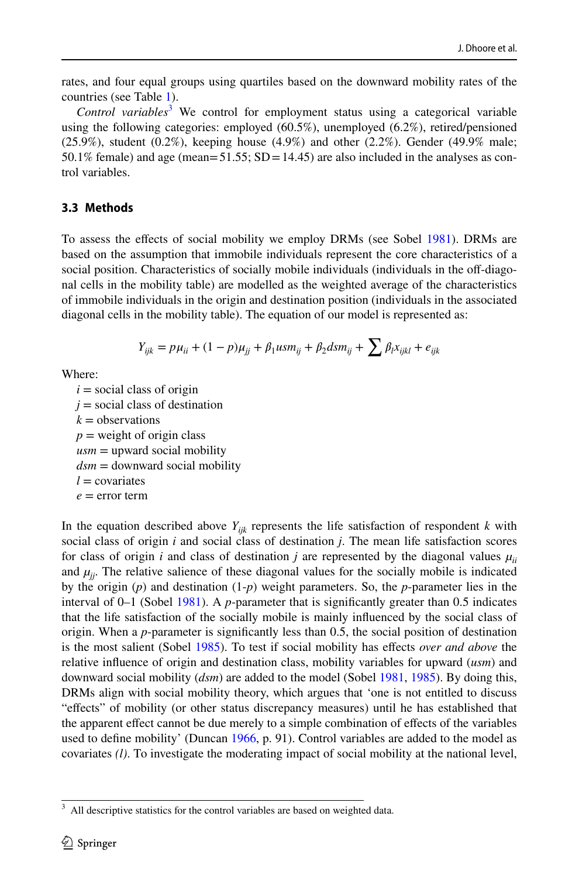rates, and four equal groups using quartiles based on the downward mobility rates of the countries (see Table 1).

*Control variables*[3] We control for employment status using a categorical variable using the following categories: employed (60.5%), unemployed (6.2%), retired/pensioned (25.9%), student (0.2%), keeping house (4.9%) and other (2.2%). Gender (49.9% male; 50.1% female) and age (mean = 51.55; SD = 14.45) are also included in the analyses as control variables.

### 3.3 Methods

To assess the effects of social mobility we employ DRMs (see Sobel 1981). DRMs are based on the assumption that immobile individuals represent the core characteristics of a social position. Characteristics of socially mobile individuals (individuals in the off-diagonal cells in the mobility table) are modelled as the weighted average of the characteristics of immobile individuals in the origin and destination position (individuals in the associated diagonal cells in the mobility table). The equation of our model is represented as:

$$Y_{ijk} = p\mu_{ii} + (1 - p)\mu_{jj} + \beta_1 usm_{ij} + \beta_2 dsm_{ij} + \sum \beta_l x_{ijkl} + e_{ijk}$$

Where:

$i$ = social class of origin
$j$ = social class of destination
$k$ = observations
$p$ = weight of origin class
$usm$ = upward social mobility
$dsm$ = downward social mobility
$l$ = covariates
$e$ = error term

In the equation described above $Y_{ijk}$ represents the life satisfaction of respondent $k$ with social class of origin $i$ and social class of destination $j$. The mean life satisfaction scores for class of origin $i$ and class of destination $j$ are represented by the diagonal values $\mu_{ii}$ and $\mu_{jj}$. The relative salience of these diagonal values for the socially mobile is indicated by the origin ($p$) and destination (1-$p$) weight parameters. So, the $p$-parameter lies in the interval of 0–1 (Sobel 1981). A $p$-parameter that is significantly greater than 0.5 indicates that the life satisfaction of the socially mobile is mainly influenced by the social class of origin. When a $p$-parameter is significantly less than 0.5, the social position of destination is the most salient (Sobel 1985). To test if social mobility has effects *over and above* the relative influence of origin and destination class, mobility variables for upward ($usm$) and downward social mobility ($dsm$) are added to the model (Sobel 1981, 1985). By doing this, DRMs align with social mobility theory, which argues that 'one is not entitled to discuss "effects" of mobility (or other status discrepancy measures) until he has established that the apparent effect cannot be due merely to a simple combination of effects of the variables used to define mobility' (Duncan 1966, p. 91). Control variables are added to the model as covariates *(l)*. To investigate the moderating impact of social mobility at the national level,

[3] All descriptive statistics for the control variables are based on weighted data.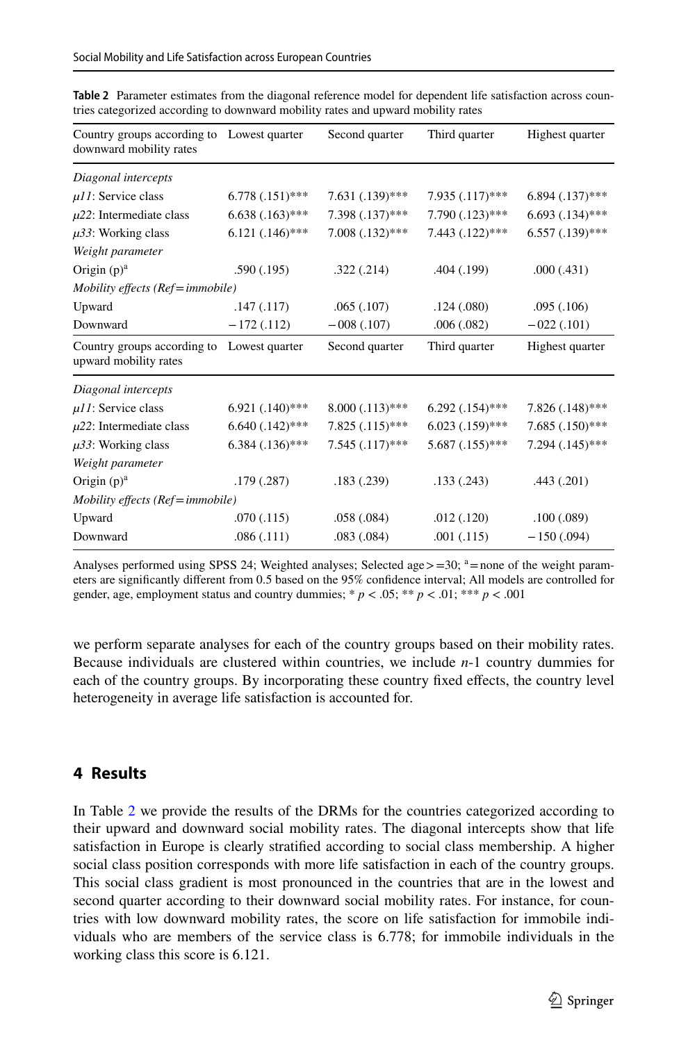**Table 2** Parameter estimates from the diagonal reference model for dependent life satisfaction across countries categorized according to downward mobility rates and upward mobility rates

| Country groups according to downward mobility rates | Lowest quarter | Second quarter | Third quarter | Highest quarter |
|---|---|---|---|---|
| *Diagonal intercepts* | | | | |
| *μ11*: Service class | 6.778 (.151)*** | 7.631 (.139)*** | 7.935 (.117)*** | 6.894 (.137)*** |
| *μ22*: Intermediate class | 6.638 (.163)*** | 7.398 (.137)*** | 7.790 (.123)*** | 6.693 (.134)*** |
| *μ33*: Working class | 6.121 (.146)*** | 7.008 (.132)*** | 7.443 (.122)*** | 6.557 (.139)*** |
| *Weight parameter* | | | | |
| Origin (p)[a] | .590 (.195) | .322 (.214) | .404 (.199) | .000 (.431) |
| *Mobility effects (Ref=immobile)* | | | | |
| Upward | .147 (.117) | .065 (.107) | .124 (.080) | .095 (.106) |
| Downward | −172 (.112) | −008 (.107) | .006 (.082) | −022 (.101) |
| **Country groups according to upward mobility rates** | **Lowest quarter** | **Second quarter** | **Third quarter** | **Highest quarter** |
| *Diagonal intercepts* | | | | |
| *μ11*: Service class | 6.921 (.140)*** | 8.000 (.113)*** | 6.292 (.154)*** | 7.826 (.148)*** |
| *μ22*: Intermediate class | 6.640 (.142)*** | 7.825 (.115)*** | 6.023 (.159)*** | 7.685 (.150)*** |
| *μ33*: Working class | 6.384 (.136)*** | 7.545 (.117)*** | 5.687 (.155)*** | 7.294 (.145)*** |
| *Weight parameter* | | | | |
| Origin (p)[a] | .179 (.287) | .183 (.239) | .133 (.243) | .443 (.201) |
| *Mobility effects (Ref=immobile)* | | | | |
| Upward | .070 (.115) | .058 (.084) | .012 (.120) | .100 (.089) |
| Downward | .086 (.111) | .083 (.084) | .001 (.115) | −150 (.094) |

Analyses performed using SPSS 24; Weighted analyses; Selected age >=30; [a]=none of the weight parameters are significantly different from 0.5 based on the 95% confidence interval; All models are controlled for gender, age, employment status and country dummies; * $p < .05$; ** $p < .01$; *** $p < .001$

we perform separate analyses for each of the country groups based on their mobility rates. Because individuals are clustered within countries, we include *n*-1 country dummies for each of the country groups. By incorporating these country fixed effects, the country level heterogeneity in average life satisfaction is accounted for.

## 4 Results

In Table 2 we provide the results of the DRMs for the countries categorized according to their upward and downward social mobility rates. The diagonal intercepts show that life satisfaction in Europe is clearly stratified according to social class membership. A higher social class position corresponds with more life satisfaction in each of the country groups. This social class gradient is most pronounced in the countries that are in the lowest and second quarter according to their downward social mobility rates. For instance, for countries with low downward mobility rates, the score on life satisfaction for immobile individuals who are members of the service class is 6.778; for immobile individuals in the working class this score is 6.121.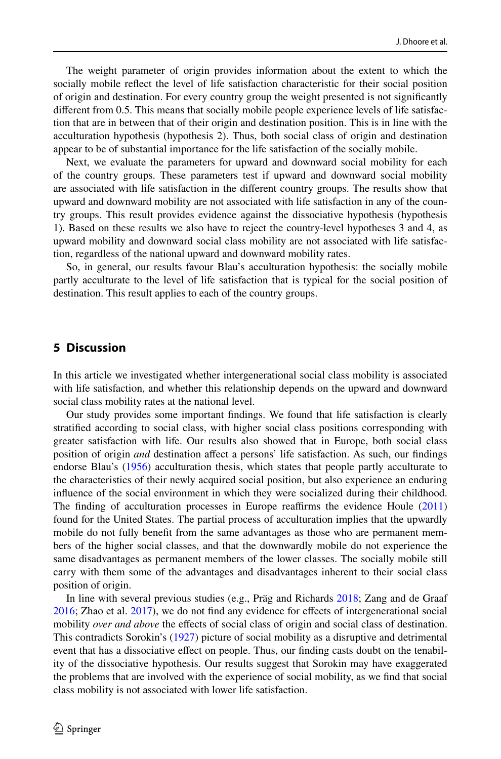The weight parameter of origin provides information about the extent to which the socially mobile reflect the level of life satisfaction characteristic for their social position of origin and destination. For every country group the weight presented is not significantly different from 0.5. This means that socially mobile people experience levels of life satisfaction that are in between that of their origin and destination position. This is in line with the acculturation hypothesis (hypothesis 2). Thus, both social class of origin and destination appear to be of substantial importance for the life satisfaction of the socially mobile.

Next, we evaluate the parameters for upward and downward social mobility for each of the country groups. These parameters test if upward and downward social mobility are associated with life satisfaction in the different country groups. The results show that upward and downward mobility are not associated with life satisfaction in any of the country groups. This result provides evidence against the dissociative hypothesis (hypothesis 1). Based on these results we also have to reject the country-level hypotheses 3 and 4, as upward mobility and downward social class mobility are not associated with life satisfaction, regardless of the national upward and downward mobility rates.

So, in general, our results favour Blau's acculturation hypothesis: the socially mobile partly acculturate to the level of life satisfaction that is typical for the social position of destination. This result applies to each of the country groups.

## 5 Discussion

In this article we investigated whether intergenerational social class mobility is associated with life satisfaction, and whether this relationship depends on the upward and downward social class mobility rates at the national level.

Our study provides some important findings. We found that life satisfaction is clearly stratified according to social class, with higher social class positions corresponding with greater satisfaction with life. Our results also showed that in Europe, both social class position of origin *and* destination affect a persons' life satisfaction. As such, our findings endorse Blau's (1956) acculturation thesis, which states that people partly acculturate to the characteristics of their newly acquired social position, but also experience an enduring influence of the social environment in which they were socialized during their childhood. The finding of acculturation processes in Europe reaffirms the evidence Houle (2011) found for the United States. The partial process of acculturation implies that the upwardly mobile do not fully benefit from the same advantages as those who are permanent members of the higher social classes, and that the downwardly mobile do not experience the same disadvantages as permanent members of the lower classes. The socially mobile still carry with them some of the advantages and disadvantages inherent to their social class position of origin.

In line with several previous studies (e.g., Präg and Richards 2018; Zang and de Graaf 2016; Zhao et al. 2017), we do not find any evidence for effects of intergenerational social mobility *over and above* the effects of social class of origin and social class of destination. This contradicts Sorokin's (1927) picture of social mobility as a disruptive and detrimental event that has a dissociative effect on people. Thus, our finding casts doubt on the tenability of the dissociative hypothesis. Our results suggest that Sorokin may have exaggerated the problems that are involved with the experience of social mobility, as we find that social class mobility is not associated with lower life satisfaction.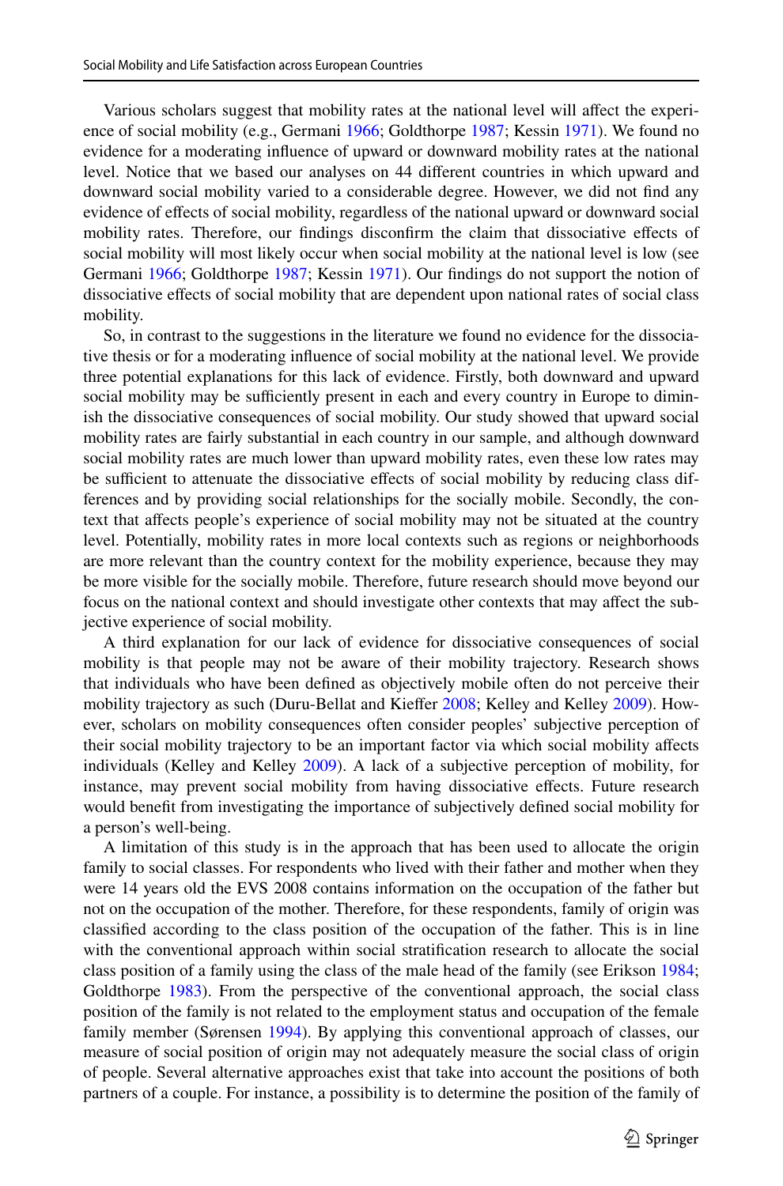Various scholars suggest that mobility rates at the national level will affect the experience of social mobility (e.g., Germani 1966; Goldthorpe 1987; Kessin 1971). We found no evidence for a moderating influence of upward or downward mobility rates at the national level. Notice that we based our analyses on 44 different countries in which upward and downward social mobility varied to a considerable degree. However, we did not find any evidence of effects of social mobility, regardless of the national upward or downward social mobility rates. Therefore, our findings disconfirm the claim that dissociative effects of social mobility will most likely occur when social mobility at the national level is low (see Germani 1966; Goldthorpe 1987; Kessin 1971). Our findings do not support the notion of dissociative effects of social mobility that are dependent upon national rates of social class mobility.

So, in contrast to the suggestions in the literature we found no evidence for the dissociative thesis or for a moderating influence of social mobility at the national level. We provide three potential explanations for this lack of evidence. Firstly, both downward and upward social mobility may be sufficiently present in each and every country in Europe to diminish the dissociative consequences of social mobility. Our study showed that upward social mobility rates are fairly substantial in each country in our sample, and although downward social mobility rates are much lower than upward mobility rates, even these low rates may be sufficient to attenuate the dissociative effects of social mobility by reducing class differences and by providing social relationships for the socially mobile. Secondly, the context that affects people's experience of social mobility may not be situated at the country level. Potentially, mobility rates in more local contexts such as regions or neighborhoods are more relevant than the country context for the mobility experience, because they may be more visible for the socially mobile. Therefore, future research should move beyond our focus on the national context and should investigate other contexts that may affect the subjective experience of social mobility.

A third explanation for our lack of evidence for dissociative consequences of social mobility is that people may not be aware of their mobility trajectory. Research shows that individuals who have been defined as objectively mobile often do not perceive their mobility trajectory as such (Duru-Bellat and Kieffer 2008; Kelley and Kelley 2009). However, scholars on mobility consequences often consider peoples' subjective perception of their social mobility trajectory to be an important factor via which social mobility affects individuals (Kelley and Kelley 2009). A lack of a subjective perception of mobility, for instance, may prevent social mobility from having dissociative effects. Future research would benefit from investigating the importance of subjectively defined social mobility for a person's well-being.

A limitation of this study is in the approach that has been used to allocate the origin family to social classes. For respondents who lived with their father and mother when they were 14 years old the EVS 2008 contains information on the occupation of the father but not on the occupation of the mother. Therefore, for these respondents, family of origin was classified according to the class position of the occupation of the father. This is in line with the conventional approach within social stratification research to allocate the social class position of a family using the class of the male head of the family (see Erikson 1984; Goldthorpe 1983). From the perspective of the conventional approach, the social class position of the family is not related to the employment status and occupation of the female family member (Sørensen 1994). By applying this conventional approach of classes, our measure of social position of origin may not adequately measure the social class of origin of people. Several alternative approaches exist that take into account the positions of both partners of a couple. For instance, a possibility is to determine the position of the family of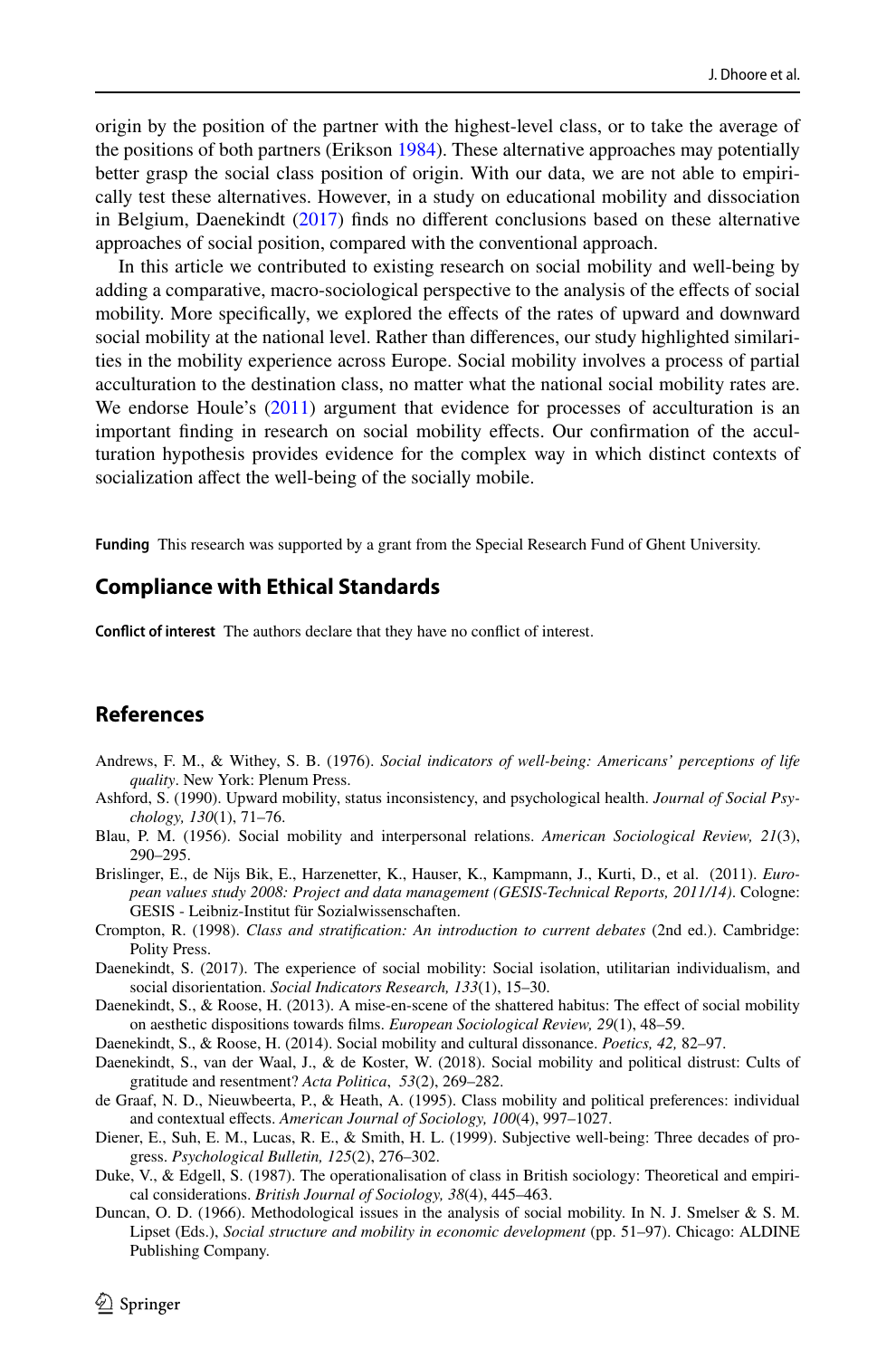origin by the position of the partner with the highest-level class, or to take the average of the positions of both partners (Erikson 1984). These alternative approaches may potentially better grasp the social class position of origin. With our data, we are not able to empirically test these alternatives. However, in a study on educational mobility and dissociation in Belgium, Daenekindt (2017) finds no different conclusions based on these alternative approaches of social position, compared with the conventional approach.

In this article we contributed to existing research on social mobility and well-being by adding a comparative, macro-sociological perspective to the analysis of the effects of social mobility. More specifically, we explored the effects of the rates of upward and downward social mobility at the national level. Rather than differences, our study highlighted similarities in the mobility experience across Europe. Social mobility involves a process of partial acculturation to the destination class, no matter what the national social mobility rates are. We endorse Houle's (2011) argument that evidence for processes of acculturation is an important finding in research on social mobility effects. Our confirmation of the acculturation hypothesis provides evidence for the complex way in which distinct contexts of socialization affect the well-being of the socially mobile.

**Funding** This research was supported by a grant from the Special Research Fund of Ghent University.

## Compliance with Ethical Standards

**Conflict of interest** The authors declare that they have no conflict of interest.

## References

Andrews, F. M., & Withey, S. B. (1976). *Social indicators of well-being: Americans' perceptions of life quality*. New York: Plenum Press.

Ashford, S. (1990). Upward mobility, status inconsistency, and psychological health. *Journal of Social Psychology, 130*(1), 71–76.

Blau, P. M. (1956). Social mobility and interpersonal relations. *American Sociological Review, 21*(3), 290–295.

Brislinger, E., de Nijs Bik, E., Harzenetter, K., Hauser, K., Kampmann, J., Kurti, D., et al. (2011). *European values study 2008: Project and data management (GESIS-Technical Reports, 2011/14)*. Cologne: GESIS - Leibniz-Institut für Sozialwissenschaften.

Crompton, R. (1998). *Class and stratification: An introduction to current debates* (2nd ed.). Cambridge: Polity Press.

Daenekindt, S. (2017). The experience of social mobility: Social isolation, utilitarian individualism, and social disorientation. *Social Indicators Research, 133*(1), 15–30.

Daenekindt, S., & Roose, H. (2013). A mise-en-scene of the shattered habitus: The effect of social mobility on aesthetic dispositions towards films. *European Sociological Review, 29*(1), 48–59.

Daenekindt, S., & Roose, H. (2014). Social mobility and cultural dissonance. *Poetics, 42,* 82–97.

Daenekindt, S., van der Waal, J., & de Koster, W. (2018). Social mobility and political distrust: Cults of gratitude and resentment? *Acta Politica*, *53*(2), 269–282.

de Graaf, N. D., Nieuwbeerta, P., & Heath, A. (1995). Class mobility and political preferences: individual and contextual effects. *American Journal of Sociology, 100*(4), 997–1027.

Diener, E., Suh, E. M., Lucas, R. E., & Smith, H. L. (1999). Subjective well-being: Three decades of progress. *Psychological Bulletin, 125*(2), 276–302.

Duke, V., & Edgell, S. (1987). The operationalisation of class in British sociology: Theoretical and empirical considerations. *British Journal of Sociology, 38*(4), 445–463.

Duncan, O. D. (1966). Methodological issues in the analysis of social mobility. In N. J. Smelser & S. M. Lipset (Eds.), *Social structure and mobility in economic development* (pp. 51–97). Chicago: ALDINE Publishing Company.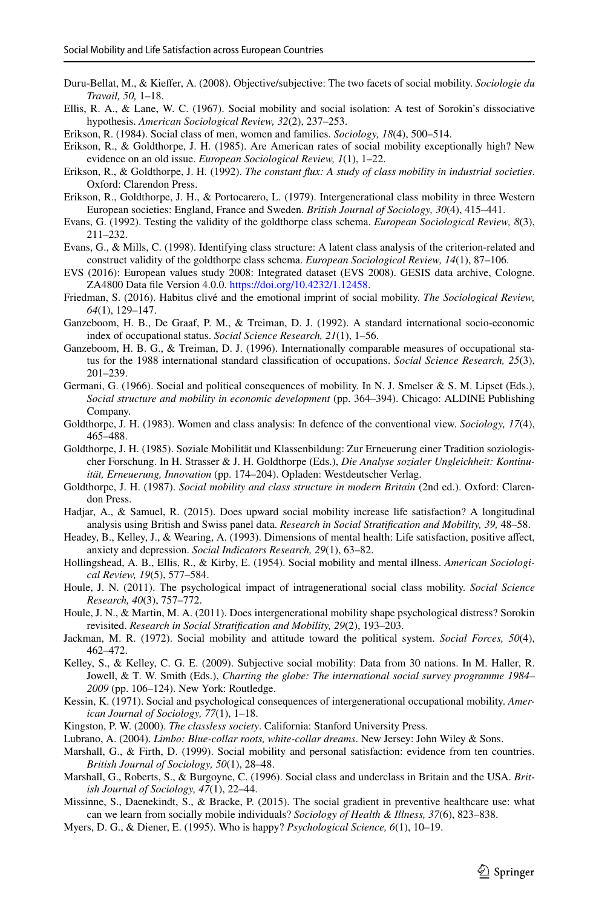Duru-Bellat, M., & Kieffer, A. (2008). Objective/subjective: The two facets of social mobility. *Sociologie du Travail, 50,* 1–18.

Ellis, R. A., & Lane, W. C. (1967). Social mobility and social isolation: A test of Sorokin's dissociative hypothesis. *American Sociological Review, 32*(2), 237–253.

Erikson, R. (1984). Social class of men, women and families. *Sociology, 18*(4), 500–514.

Erikson, R., & Goldthorpe, J. H. (1985). Are American rates of social mobility exceptionally high? New evidence on an old issue. *European Sociological Review, 1*(1), 1–22.

Erikson, R., & Goldthorpe, J. H. (1992). *The constant flux: A study of class mobility in industrial societies*. Oxford: Clarendon Press.

Erikson, R., Goldthorpe, J. H., & Portocarero, L. (1979). Intergenerational class mobility in three Western European societies: England, France and Sweden. *British Journal of Sociology, 30*(4), 415–441.

Evans, G. (1992). Testing the validity of the goldthorpe class schema. *European Sociological Review, 8*(3), 211–232.

Evans, G., & Mills, C. (1998). Identifying class structure: A latent class analysis of the criterion-related and construct validity of the goldthorpe class schema. *European Sociological Review, 14*(1), 87–106.

EVS (2016): European values study 2008: Integrated dataset (EVS 2008). GESIS data archive, Cologne. ZA4800 Data file Version 4.0.0. https://doi.org/10.4232/1.12458.

Friedman, S. (2016). Habitus clivé and the emotional imprint of social mobility. *The Sociological Review, 64*(1), 129–147.

Ganzeboom, H. B., De Graaf, P. M., & Treiman, D. J. (1992). A standard international socio-economic index of occupational status. *Social Science Research, 21*(1), 1–56.

Ganzeboom, H. B. G., & Treiman, D. J. (1996). Internationally comparable measures of occupational status for the 1988 international standard classification of occupations. *Social Science Research, 25*(3), 201–239.

Germani, G. (1966). Social and political consequences of mobility. In N. J. Smelser & S. M. Lipset (Eds.), *Social structure and mobility in economic development* (pp. 364–394). Chicago: ALDINE Publishing Company.

Goldthorpe, J. H. (1983). Women and class analysis: In defence of the conventional view. *Sociology, 17*(4), 465–488.

Goldthorpe, J. H. (1985). Soziale Mobilität und Klassenbildung: Zur Erneuerung einer Tradition soziologischer Forschung. In H. Strasser & J. H. Goldthorpe (Eds.), *Die Analyse sozialer Ungleichheit: Kontinuität, Erneuerung, Innovation* (pp. 174–204). Opladen: Westdeutscher Verlag.

Goldthorpe, J. H. (1987). *Social mobility and class structure in modern Britain* (2nd ed.). Oxford: Clarendon Press.

Hadjar, A., & Samuel, R. (2015). Does upward social mobility increase life satisfaction? A longitudinal analysis using British and Swiss panel data. *Research in Social Stratification and Mobility, 39,* 48–58.

Headey, B., Kelley, J., & Wearing, A. (1993). Dimensions of mental health: Life satisfaction, positive affect, anxiety and depression. *Social Indicators Research, 29*(1), 63–82.

Hollingshead, A. B., Ellis, R., & Kirby, E. (1954). Social mobility and mental illness. *American Sociological Review, 19*(5), 577–584.

Houle, J. N. (2011). The psychological impact of intragenerational social class mobility. *Social Science Research, 40*(3), 757–772.

Houle, J. N., & Martin, M. A. (2011). Does intergenerational mobility shape psychological distress? Sorokin revisited. *Research in Social Stratification and Mobility, 29*(2), 193–203.

Jackman, M. R. (1972). Social mobility and attitude toward the political system. *Social Forces, 50*(4), 462–472.

Kelley, S., & Kelley, C. G. E. (2009). Subjective social mobility: Data from 30 nations. In M. Haller, R. Jowell, & T. W. Smith (Eds.), *Charting the globe: The international social survey programme 1984–2009* (pp. 106–124). New York: Routledge.

Kessin, K. (1971). Social and psychological consequences of intergenerational occupational mobility. *American Journal of Sociology, 77*(1), 1–18.

Kingston, P. W. (2000). *The classless society*. California: Stanford University Press.

Lubrano, A. (2004). *Limbo: Blue-collar roots, white-collar dreams*. New Jersey: John Wiley & Sons.

Marshall, G., & Firth, D. (1999). Social mobility and personal satisfaction: evidence from ten countries. *British Journal of Sociology, 50*(1), 28–48.

Marshall, G., Roberts, S., & Burgoyne, C. (1996). Social class and underclass in Britain and the USA. *British Journal of Sociology, 47*(1), 22–44.

Missinne, S., Daenekindt, S., & Bracke, P. (2015). The social gradient in preventive healthcare use: what can we learn from socially mobile individuals? *Sociology of Health & Illness, 37*(6), 823–838.

Myers, D. G., & Diener, E. (1995). Who is happy? *Psychological Science, 6*(1), 10–19.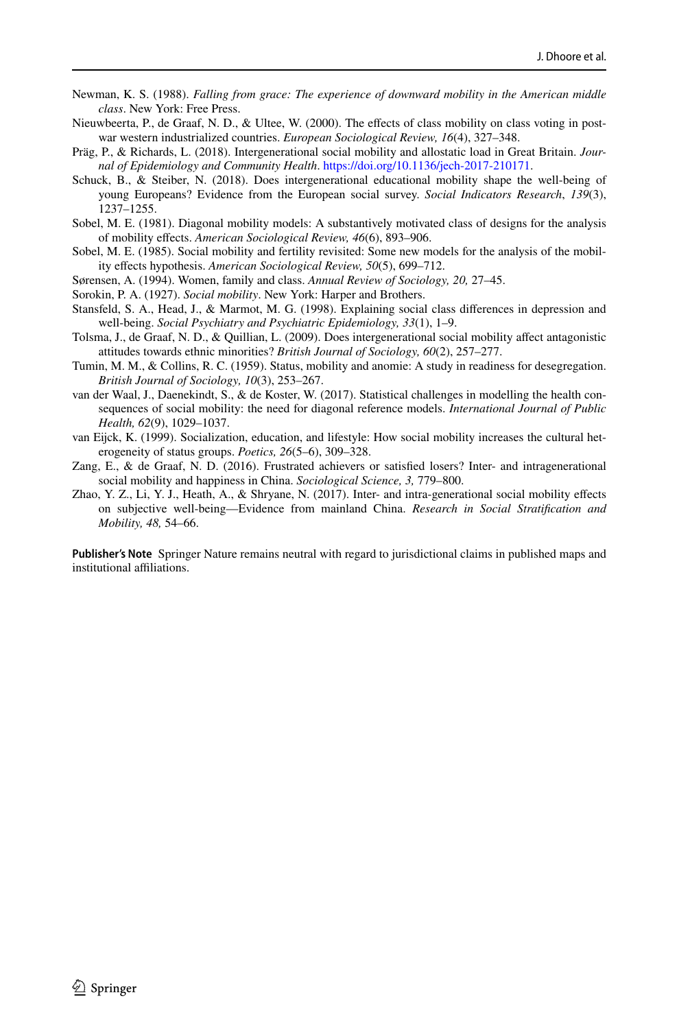Newman, K. S. (1988). *Falling from grace: The experience of downward mobility in the American middle class*. New York: Free Press.

Nieuwbeerta, P., de Graaf, N. D., & Ultee, W. (2000). The effects of class mobility on class voting in post-war western industrialized countries. *European Sociological Review, 16*(4), 327–348.

Präg, P., & Richards, L. (2018). Intergenerational social mobility and allostatic load in Great Britain. *Journal of Epidemiology and Community Health*. https://doi.org/10.1136/jech-2017-210171.

Schuck, B., & Steiber, N. (2018). Does intergenerational educational mobility shape the well-being of young Europeans? Evidence from the European social survey. *Social Indicators Research*, *139*(3), 1237–1255.

Sobel, M. E. (1981). Diagonal mobility models: A substantively motivated class of designs for the analysis of mobility effects. *American Sociological Review, 46*(6), 893–906.

Sobel, M. E. (1985). Social mobility and fertility revisited: Some new models for the analysis of the mobility effects hypothesis. *American Sociological Review, 50*(5), 699–712.

Sørensen, A. (1994). Women, family and class. *Annual Review of Sociology, 20,* 27–45.

Sorokin, P. A. (1927). *Social mobility*. New York: Harper and Brothers.

Stansfeld, S. A., Head, J., & Marmot, M. G. (1998). Explaining social class differences in depression and well-being. *Social Psychiatry and Psychiatric Epidemiology, 33*(1), 1–9.

Tolsma, J., de Graaf, N. D., & Quillian, L. (2009). Does intergenerational social mobility affect antagonistic attitudes towards ethnic minorities? *British Journal of Sociology, 60*(2), 257–277.

Tumin, M. M., & Collins, R. C. (1959). Status, mobility and anomie: A study in readiness for desegregation. *British Journal of Sociology, 10*(3), 253–267.

van der Waal, J., Daenekindt, S., & de Koster, W. (2017). Statistical challenges in modelling the health consequences of social mobility: the need for diagonal reference models. *International Journal of Public Health, 62*(9), 1029–1037.

van Eijck, K. (1999). Socialization, education, and lifestyle: How social mobility increases the cultural heterogeneity of status groups. *Poetics, 26*(5–6), 309–328.

Zang, E., & de Graaf, N. D. (2016). Frustrated achievers or satisfied losers? Inter- and intragenerational social mobility and happiness in China. *Sociological Science, 3,* 779–800.

Zhao, Y. Z., Li, Y. J., Heath, A., & Shryane, N. (2017). Inter- and intra-generational social mobility effects on subjective well-being—Evidence from mainland China. *Research in Social Stratification and Mobility, 48,* 54–66.

**Publisher's Note** Springer Nature remains neutral with regard to jurisdictional claims in published maps and institutional affiliations.